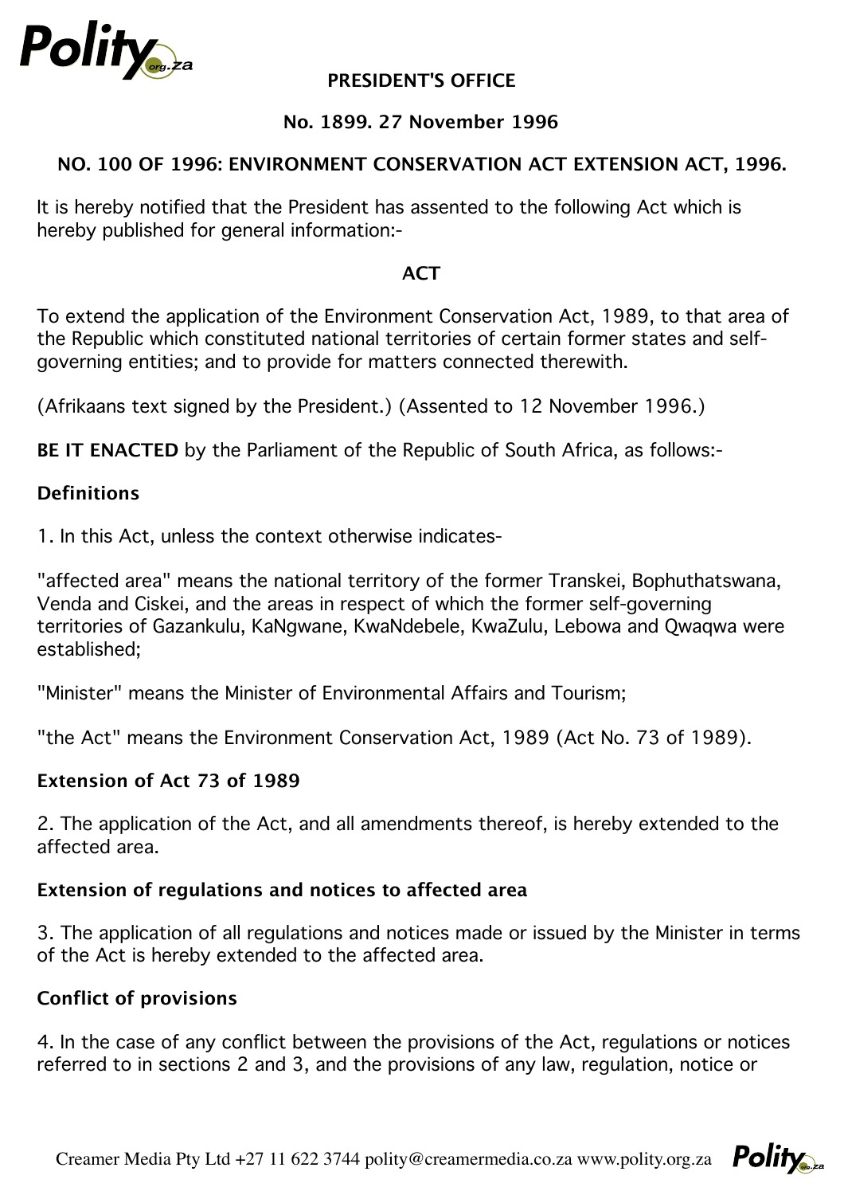**PRESIDENT'S OFFICE**

**No. 1899. 27 November 1996**

**NO. 100 OF 1996: ENVIRONMENT CONSERVATION ACT EXTENSION ACT, 1996.**

It is hereby notified that the President has assented to the following Act which is hereby published for general information:-

**ACT**

To extend the application of the Environment Conservation Act, 1989, to that area of the Republic which constituted national territories of certain former states and self-governing entities; and to provide for matters connected therewith.

(Afrikaans text signed by the President.) (Assented to 12 November 1996.)

**BE IT ENACTED** by the Parliament of the Republic of South Africa, as follows:-

**Definitions**

1. In this Act, unless the context otherwise indicates-

"affected area" means the national territory of the former Transkei, Bophuthatswana, Venda and Ciskei, and the areas in respect of which the former self-governing territories of Gazankulu, KaNgwane, KwaNdebele, KwaZulu, Lebowa and Qwaqwa were established;

"Minister" means the Minister of Environmental Affairs and Tourism;

"the Act" means the Environment Conservation Act, 1989 (Act No. 73 of 1989).

**Extension of Act 73 of 1989**

2. The application of the Act, and all amendments thereof, is hereby extended to the affected area.

**Extension of regulations and notices to affected area**

3. The application of all regulations and notices made or issued by the Minister in terms of the Act is hereby extended to the affected area.

**Conflict of provisions**

4. In the case of any conflict between the provisions of the Act, regulations or notices referred to in sections 2 and 3, and the provisions of any law, regulation, notice or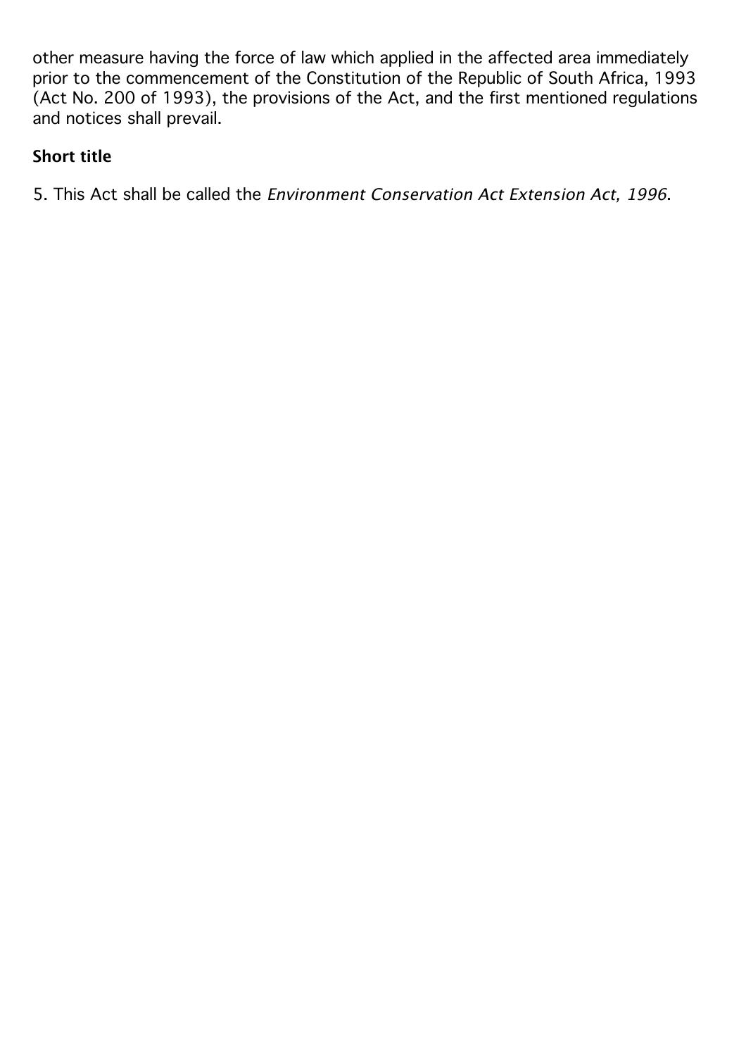other measure having the force of law which applied in the affected area immediately prior to the commencement of the Constitution of the Republic of South Africa, 1993 (Act No. 200 of 1993), the provisions of the Act, and the first mentioned regulations and notices shall prevail.

**Short title**

5. This Act shall be called the *Environment Conservation Act Extension Act, 1996*.